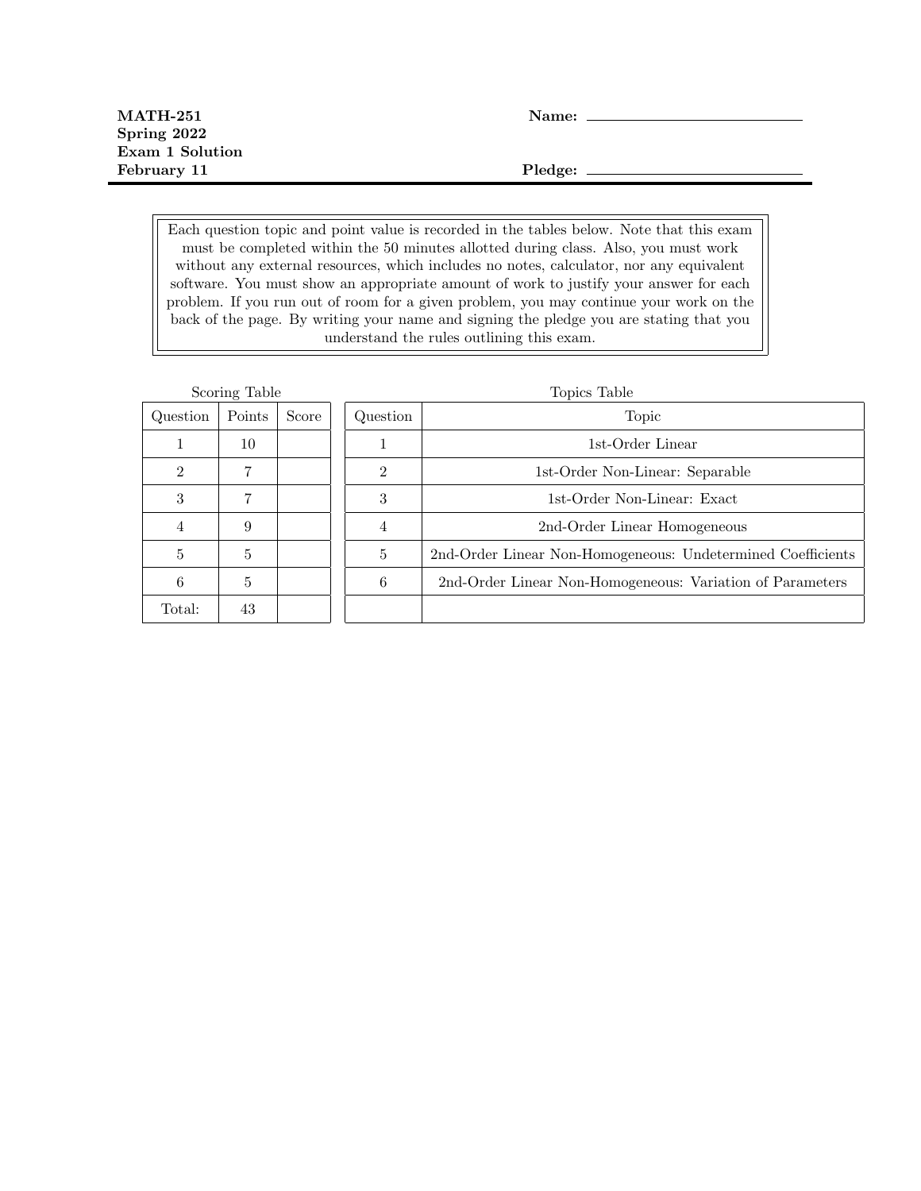**MATH-251**
**Spring 2022**
**Exam 1 Solution**
**February 11**

**Name:** ____________________

**Pledge:** ____________________

---

Each question topic and point value is recorded in the tables below. Note that this exam must be completed within the 50 minutes allotted during class. Also, you must work without any external resources, which includes no notes, calculator, nor any equivalent software. You must show an appropriate amount of work to justify your answer for each problem. If you run out of room for a given problem, you may continue your work on the back of the page. By writing your name and signing the pledge you are stating that you understand the rules outlining this exam.

Scoring Table

| Question | Points | Score |
|---|---|---|
| 1 | 10 | |
| 2 | 7 | |
| 3 | 7 | |
| 4 | 9 | |
| 5 | 5 | |
| 6 | 5 | |
| Total: | 43 | |

Topics Table

| Question | Topic |
|---|---|
| 1 | 1st-Order Linear |
| 2 | 1st-Order Non-Linear: Separable |
| 3 | 1st-Order Non-Linear: Exact |
| 4 | 2nd-Order Linear Homogeneous |
| 5 | 2nd-Order Linear Non-Homogeneous: Undetermined Coefficients |
| 6 | 2nd-Order Linear Non-Homogeneous: Variation of Parameters |
| | |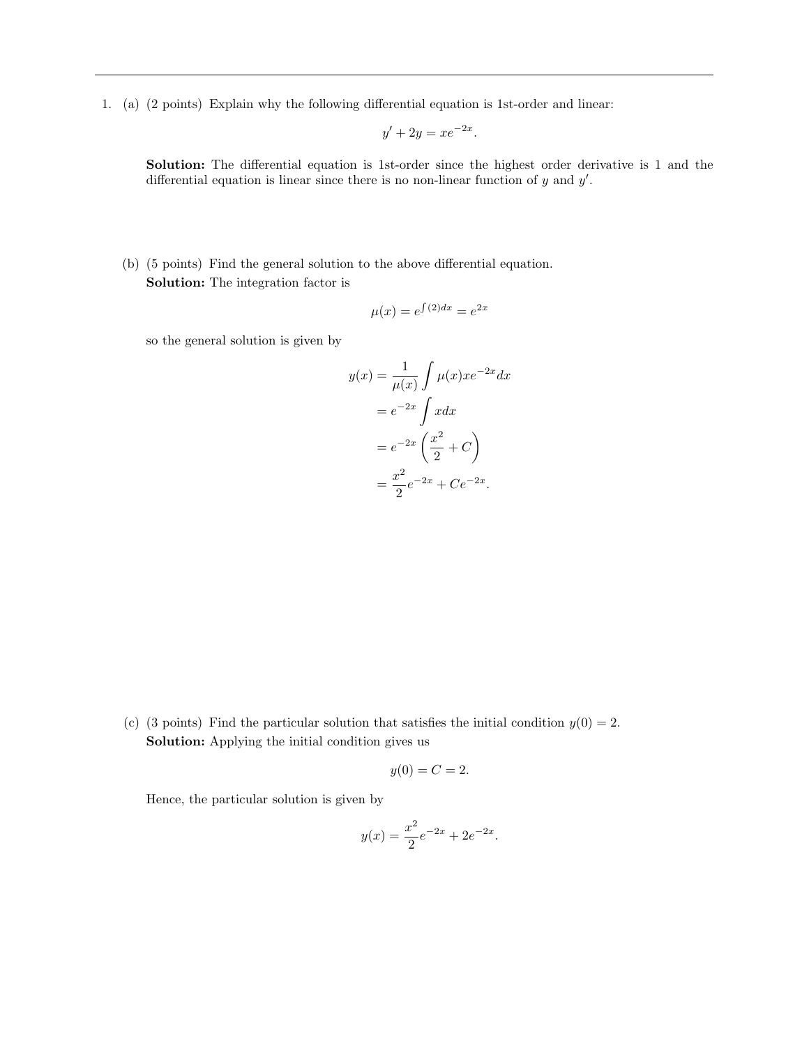1. (a) (2 points) Explain why the following differential equation is 1st-order and linear:

$$y' + 2y = xe^{-2x}.$$

**Solution:** The differential equation is 1st-order since the highest order derivative is 1 and the differential equation is linear since there is no non-linear function of $y$ and $y'$.

(b) (5 points) Find the general solution to the above differential equation.

**Solution:** The integration factor is

$$\mu(x) = e^{\int (2)dx} = e^{2x}$$

so the general solution is given by

$$\begin{aligned} y(x) &= \frac{1}{\mu(x)} \int \mu(x) xe^{-2x} dx \\ &= e^{-2x} \int x dx \\ &= e^{-2x} \left( \frac{x^2}{2} + C \right) \\ &= \frac{x^2}{2} e^{-2x} + Ce^{-2x}. \end{aligned}$$

(c) (3 points) Find the particular solution that satisfies the initial condition $y(0) = 2$.

**Solution:** Applying the initial condition gives us

$$y(0) = C = 2.$$

Hence, the particular solution is given by

$$y(x) = \frac{x^2}{2} e^{-2x} + 2e^{-2x}.$$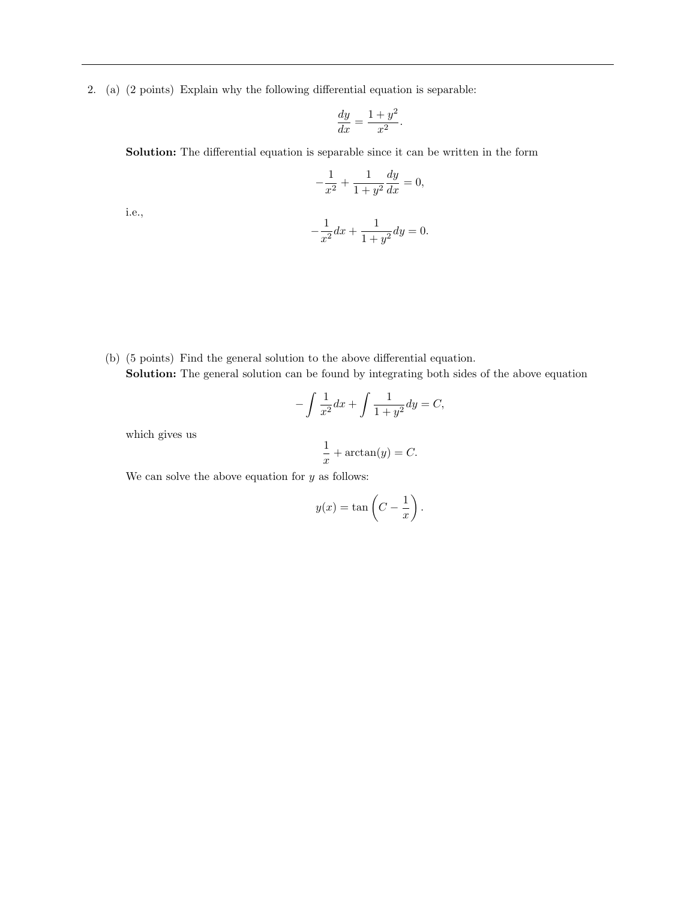2. (a) (2 points) Explain why the following differential equation is separable:

$$\frac{dy}{dx} = \frac{1+y^2}{x^2}.$$

**Solution:** The differential equation is separable since it can be written in the form

$$-\frac{1}{x^2} + \frac{1}{1+y^2}\frac{dy}{dx} = 0,$$

i.e.,

$$-\frac{1}{x^2}dx + \frac{1}{1+y^2}dy = 0.$$

(b) (5 points) Find the general solution to the above differential equation.

**Solution:** The general solution can be found by integrating both sides of the above equation

$$-\int \frac{1}{x^2}dx + \int \frac{1}{1+y^2}dy = C,$$

which gives us

$$\frac{1}{x} + \arctan(y) = C.$$

We can solve the above equation for $y$ as follows:

$$y(x) = \tan\left(C - \frac{1}{x}\right).$$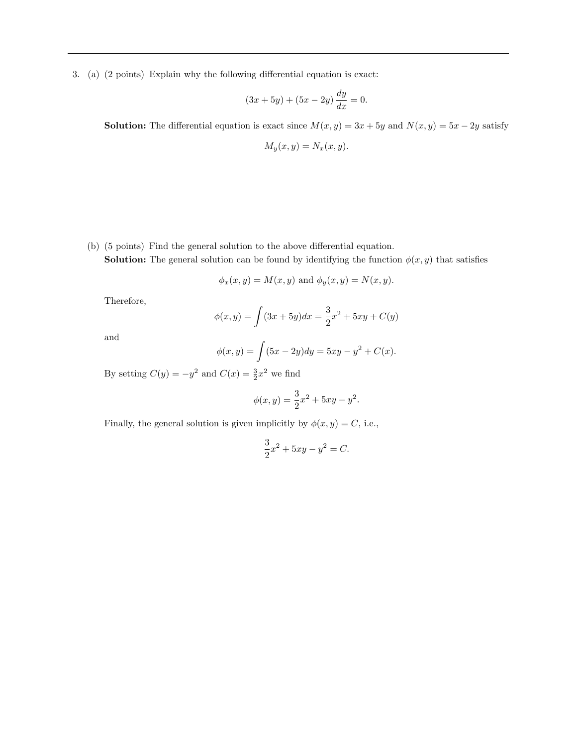3. (a) (2 points) Explain why the following differential equation is exact:

$$(3x + 5y) + (5x - 2y)\,\frac{dy}{dx} = 0.$$

**Solution:** The differential equation is exact since $M(x, y) = 3x + 5y$ and $N(x, y) = 5x - 2y$ satisfy

$$M_y(x, y) = N_x(x, y).$$

(b) (5 points) Find the general solution to the above differential equation.

**Solution:** The general solution can be found by identifying the function $\phi(x, y)$ that satisfies

$$\phi_x(x, y) = M(x, y) \text{ and } \phi_y(x, y) = N(x, y).$$

Therefore,

$$\phi(x, y) = \int (3x + 5y)dx = \frac{3}{2}x^2 + 5xy + C(y)$$

and

$$\phi(x, y) = \int (5x - 2y)dy = 5xy - y^2 + C(x).$$

By setting $C(y) = -y^2$ and $C(x) = \frac{3}{2}x^2$ we find

$$\phi(x, y) = \frac{3}{2}x^2 + 5xy - y^2.$$

Finally, the general solution is given implicitly by $\phi(x, y) = C$, i.e.,

$$\frac{3}{2}x^2 + 5xy - y^2 = C.$$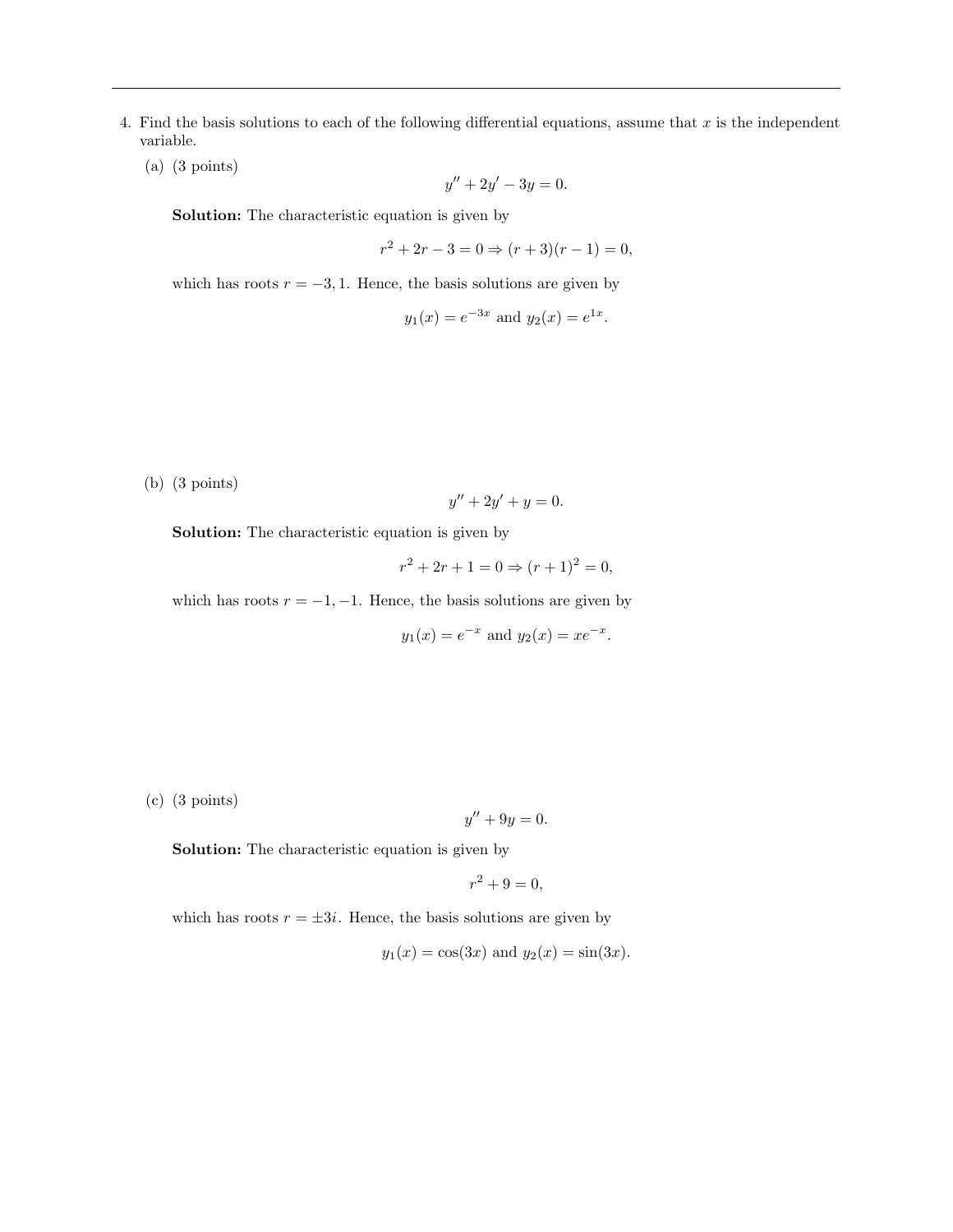4. Find the basis solutions to each of the following differential equations, assume that $x$ is the independent variable.

   (a) (3 points)

   $$y'' + 2y' - 3y = 0.$$

   **Solution:** The characteristic equation is given by

   $$r^2 + 2r - 3 = 0 \Rightarrow (r+3)(r-1) = 0,$$

   which has roots $r = -3, 1$. Hence, the basis solutions are given by

   $$y_1(x) = e^{-3x} \text{ and } y_2(x) = e^{1x}.$$

   (b) (3 points)

   $$y'' + 2y' + y = 0.$$

   **Solution:** The characteristic equation is given by

   $$r^2 + 2r + 1 = 0 \Rightarrow (r+1)^2 = 0,$$

   which has roots $r = -1, -1$. Hence, the basis solutions are given by

   $$y_1(x) = e^{-x} \text{ and } y_2(x) = xe^{-x}.$$

   (c) (3 points)

   $$y'' + 9y = 0.$$

   **Solution:** The characteristic equation is given by

   $$r^2 + 9 = 0,$$

   which has roots $r = \pm 3i$. Hence, the basis solutions are given by

   $$y_1(x) = \cos(3x) \text{ and } y_2(x) = \sin(3x).$$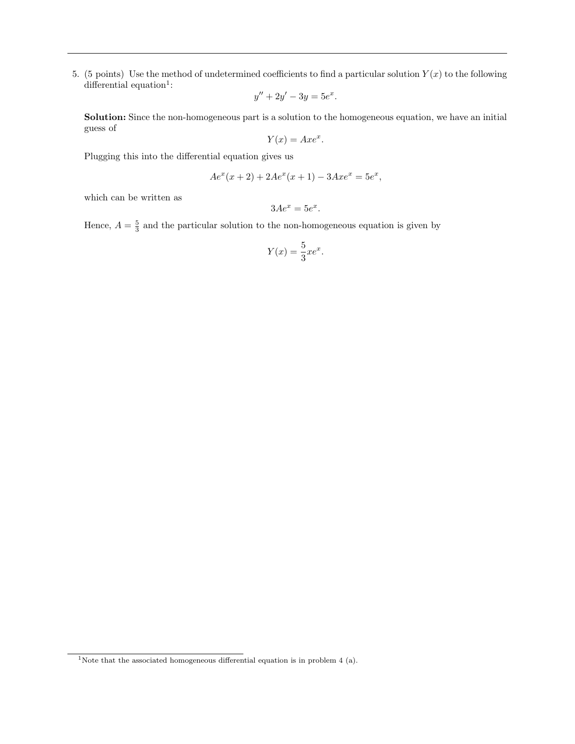5. (5 points) Use the method of undetermined coefficients to find a particular solution $Y(x)$ to the following differential equation[1]:

$$y'' + 2y' - 3y = 5e^x.$$

**Solution:** Since the non-homogeneous part is a solution to the homogeneous equation, we have an initial guess of

$$Y(x) = Axe^x.$$

Plugging this into the differential equation gives us

$$Ae^x(x+2) + 2Ae^x(x+1) - 3Axe^x = 5e^x,$$

which can be written as

$$3Ae^x = 5e^x.$$

Hence, $A = \frac{5}{3}$ and the particular solution to the non-homogeneous equation is given by

$$Y(x) = \frac{5}{3}xe^x.$$

[1] Note that the associated homogeneous differential equation is in problem 4 (a).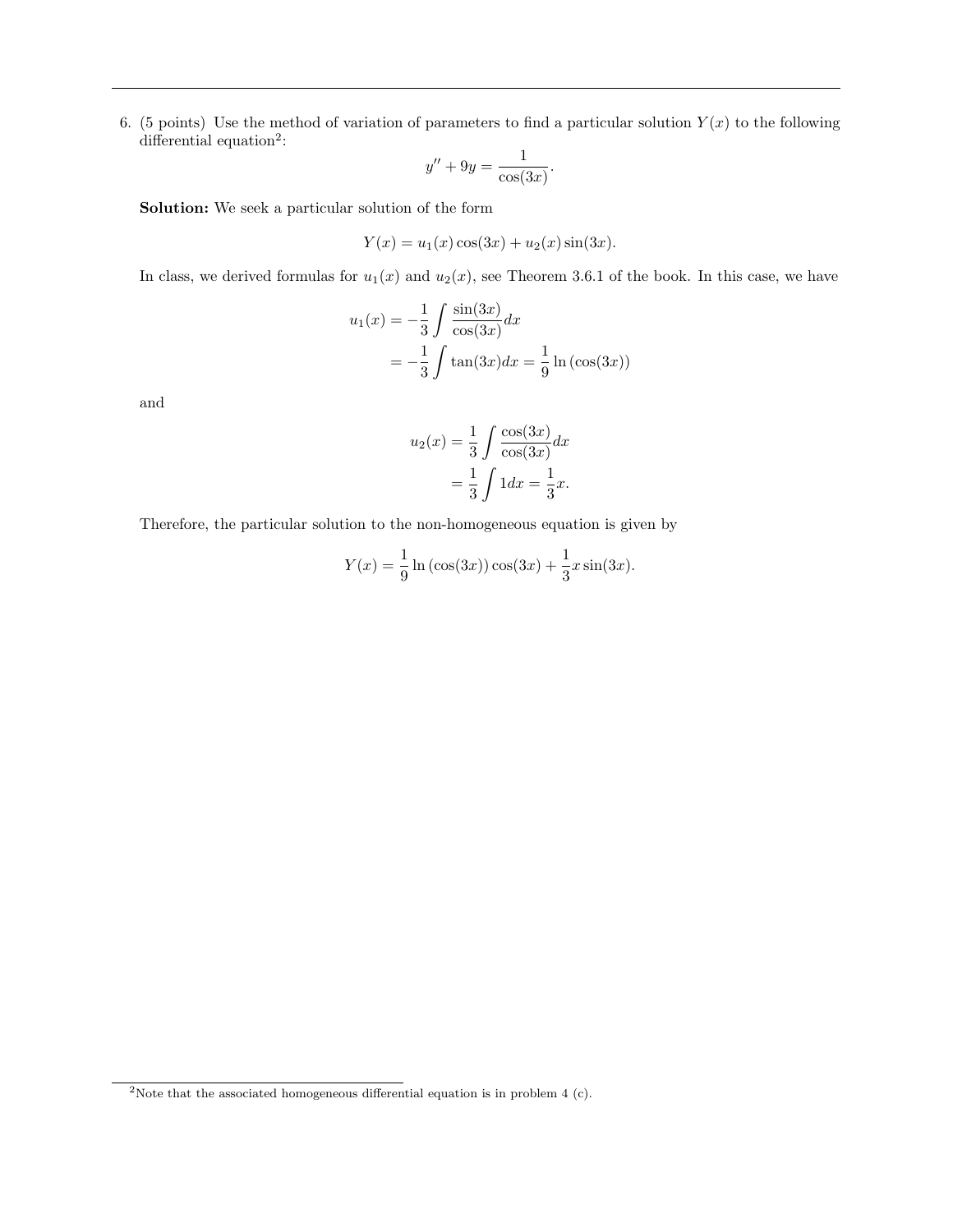6. (5 points) Use the method of variation of parameters to find a particular solution $Y(x)$ to the following differential equation[2]:

$$y'' + 9y = \frac{1}{\cos(3x)}.$$

**Solution:** We seek a particular solution of the form

$$Y(x) = u_1(x)\cos(3x) + u_2(x)\sin(3x).$$

In class, we derived formulas for $u_1(x)$ and $u_2(x)$, see Theorem 3.6.1 of the book. In this case, we have

$$\begin{aligned} u_1(x) &= -\frac{1}{3}\int \frac{\sin(3x)}{\cos(3x)}dx \\ &= -\frac{1}{3}\int \tan(3x)dx = \frac{1}{9}\ln\left(\cos(3x)\right) \end{aligned}$$

and

$$\begin{aligned} u_2(x) &= \frac{1}{3}\int \frac{\cos(3x)}{\cos(3x)}dx \\ &= \frac{1}{3}\int 1dx = \frac{1}{3}x. \end{aligned}$$

Therefore, the particular solution to the non-homogeneous equation is given by

$$Y(x) = \frac{1}{9}\ln\left(\cos(3x)\right)\cos(3x) + \frac{1}{3}x\sin(3x).$$

[2] Note that the associated homogeneous differential equation is in problem 4 (c).